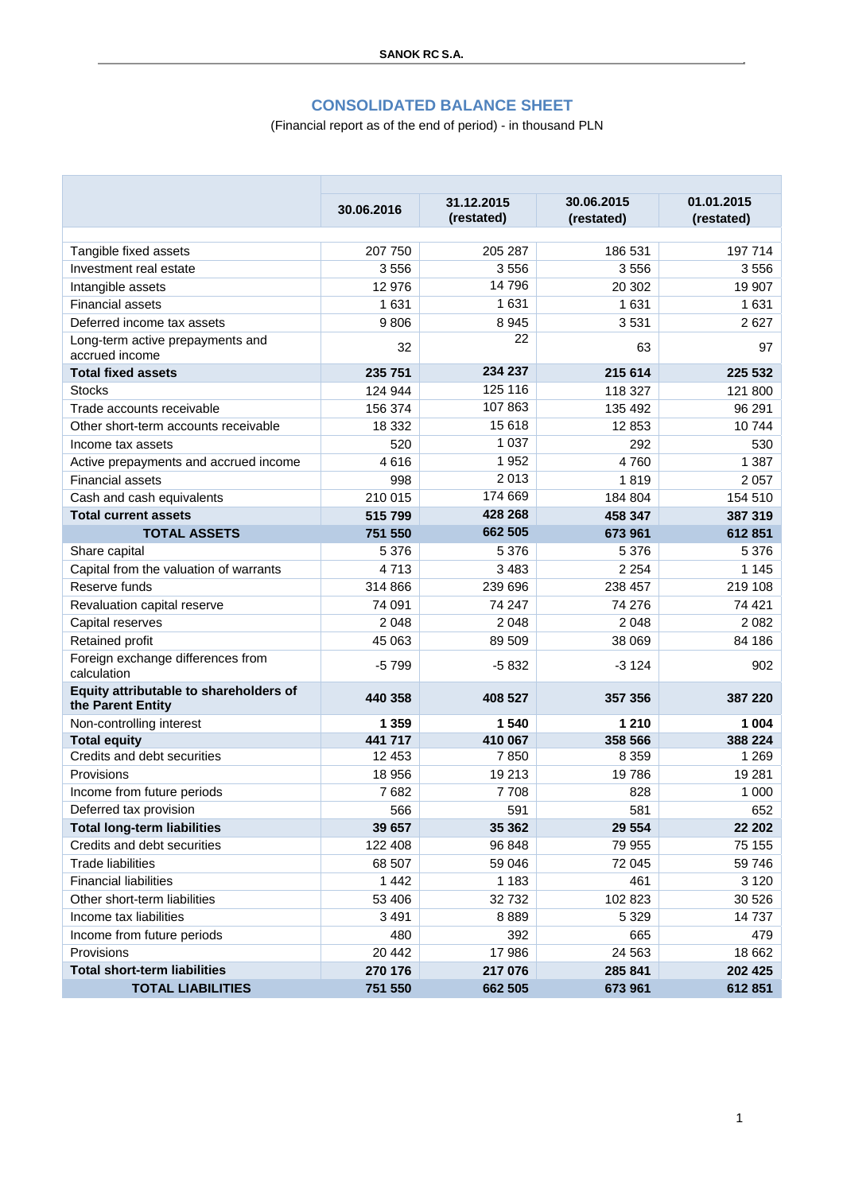# CONSOLIDATED BALANCE SHEET

(Financial report as of the end of period) - in thousand PLN

| | 30.06.2016 | 31.12.2015 (restated) | 30.06.2015 (restated) | 01.01.2015 (restated) |
|---|---|---|---|---|
| Tangible fixed assets | 207 750 | 205 287 | 186 531 | 197 714 |
| Investment real estate | 3 556 | 3 556 | 3 556 | 3 556 |
| Intangible assets | 12 976 | 14 796 | 20 302 | 19 907 |
| Financial assets | 1 631 | 1 631 | 1 631 | 1 631 |
| Deferred income tax assets | 9 806 | 8 945 | 3 531 | 2 627 |
| Long-term active prepayments and accrued income | 32 | 22 | 63 | 97 |
| **Total fixed assets** | **235 751** | **234 237** | **215 614** | **225 532** |
| Stocks | 124 944 | 125 116 | 118 327 | 121 800 |
| Trade accounts receivable | 156 374 | 107 863 | 135 492 | 96 291 |
| Other short-term accounts receivable | 18 332 | 15 618 | 12 853 | 10 744 |
| Income tax assets | 520 | 1 037 | 292 | 530 |
| Active prepayments and accrued income | 4 616 | 1 952 | 4 760 | 1 387 |
| Financial assets | 998 | 2 013 | 1 819 | 2 057 |
| Cash and cash equivalents | 210 015 | 174 669 | 184 804 | 154 510 |
| **Total current assets** | **515 799** | **428 268** | **458 347** | **387 319** |
| **TOTAL ASSETS** | **751 550** | **662 505** | **673 961** | **612 851** |
| Share capital | 5 376 | 5 376 | 5 376 | 5 376 |
| Capital from the valuation of warrants | 4 713 | 3 483 | 2 254 | 1 145 |
| Reserve funds | 314 866 | 239 696 | 238 457 | 219 108 |
| Revaluation capital reserve | 74 091 | 74 247 | 74 276 | 74 421 |
| Capital reserves | 2 048 | 2 048 | 2 048 | 2 082 |
| Retained profit | 45 063 | 89 509 | 38 069 | 84 186 |
| Foreign exchange differences from calculation | -5 799 | -5 832 | -3 124 | 902 |
| **Equity attributable to shareholders of the Parent Entity** | **440 358** | **408 527** | **357 356** | **387 220** |
| Non-controlling interest | **1 359** | **1 540** | **1 210** | **1 004** |
| **Total equity** | **441 717** | **410 067** | **358 566** | **388 224** |
| Credits and debt securities | 12 453 | 7 850 | 8 359 | 1 269 |
| Provisions | 18 956 | 19 213 | 19 786 | 19 281 |
| Income from future periods | 7 682 | 7 708 | 828 | 1 000 |
| Deferred tax provision | 566 | 591 | 581 | 652 |
| **Total long-term liabilities** | **39 657** | **35 362** | **29 554** | **22 202** |
| Credits and debt securities | 122 408 | 96 848 | 79 955 | 75 155 |
| Trade liabilities | 68 507 | 59 046 | 72 045 | 59 746 |
| Financial liabilities | 1 442 | 1 183 | 461 | 3 120 |
| Other short-term liabilities | 53 406 | 32 732 | 102 823 | 30 526 |
| Income tax liabilities | 3 491 | 8 889 | 5 329 | 14 737 |
| Income from future periods | 480 | 392 | 665 | 479 |
| Provisions | 20 442 | 17 986 | 24 563 | 18 662 |
| **Total short-term liabilities** | **270 176** | **217 076** | **285 841** | **202 425** |
| **TOTAL LIABILITIES** | **751 550** | **662 505** | **673 961** | **612 851** |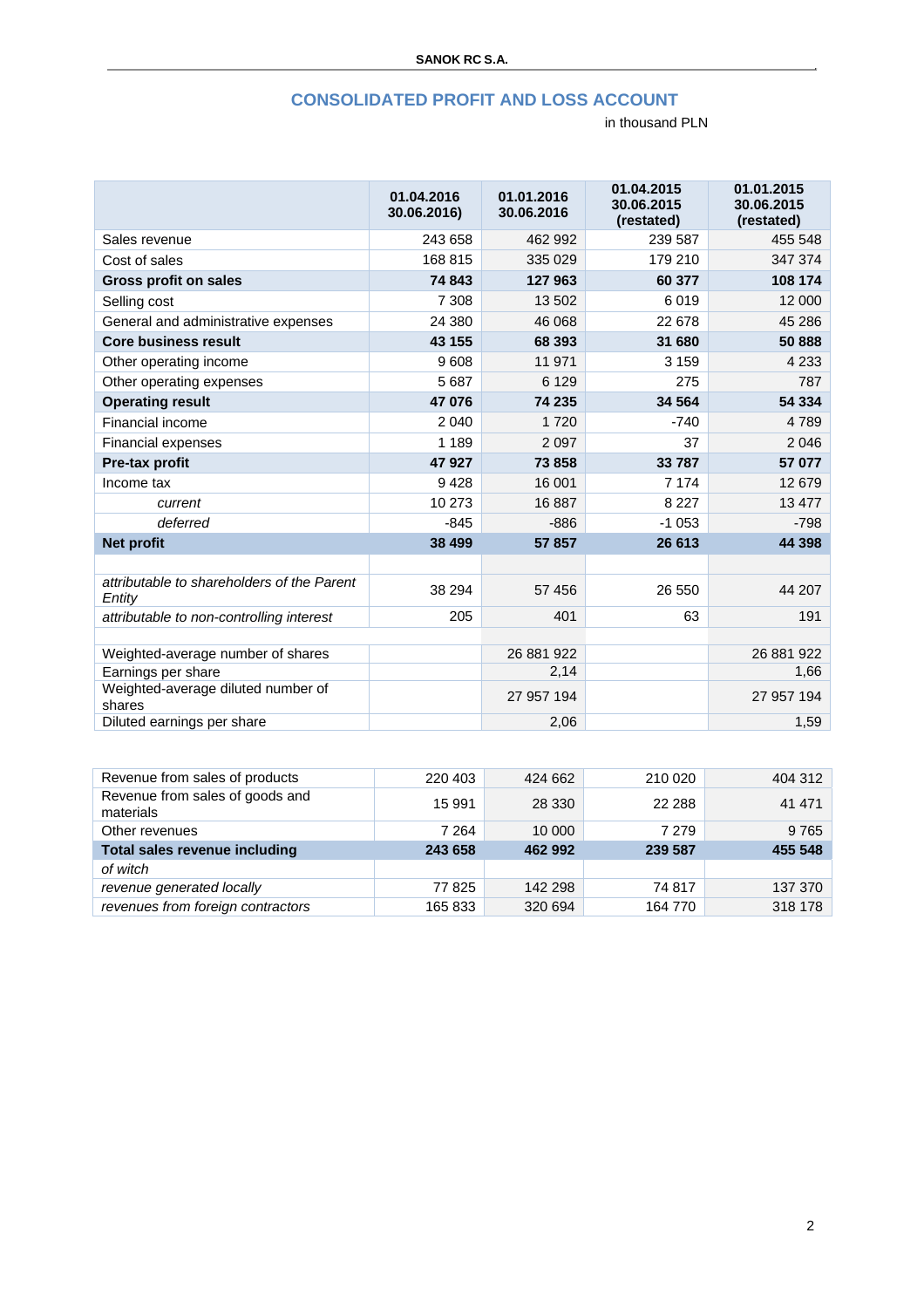## CONSOLIDATED PROFIT AND LOSS ACCOUNT

in thousand PLN

| | 01.04.2016 30.06.2016) | 01.01.2016 30.06.2016 | 01.04.2015 30.06.2015 (restated) | 01.01.2015 30.06.2015 (restated) |
|---|---|---|---|---|
| Sales revenue | 243 658 | 462 992 | 239 587 | 455 548 |
| Cost of sales | 168 815 | 335 029 | 179 210 | 347 374 |
| **Gross profit on sales** | **74 843** | **127 963** | **60 377** | **108 174** |
| Selling cost | 7 308 | 13 502 | 6 019 | 12 000 |
| General and administrative expenses | 24 380 | 46 068 | 22 678 | 45 286 |
| **Core business result** | **43 155** | **68 393** | **31 680** | **50 888** |
| Other operating income | 9 608 | 11 971 | 3 159 | 4 233 |
| Other operating expenses | 5 687 | 6 129 | 275 | 787 |
| **Operating result** | **47 076** | **74 235** | **34 564** | **54 334** |
| Financial income | 2 040 | 1 720 | -740 | 4 789 |
| Financial expenses | 1 189 | 2 097 | 37 | 2 046 |
| **Pre-tax profit** | **47 927** | **73 858** | **33 787** | **57 077** |
| Income tax | 9 428 | 16 001 | 7 174 | 12 679 |
| *current* | 10 273 | 16 887 | 8 227 | 13 477 |
| *deferred* | -845 | -886 | -1 053 | -798 |
| **Net profit** | **38 499** | **57 857** | **26 613** | **44 398** |
| | | | | |
| *attributable to shareholders of the Parent Entity* | 38 294 | 57 456 | 26 550 | 44 207 |
| *attributable to non-controlling interest* | 205 | 401 | 63 | 191 |
| | | | | |
| Weighted-average number of shares | | 26 881 922 | | 26 881 922 |
| Earnings per share | | 2,14 | | 1,66 |
| Weighted-average diluted number of shares | | 27 957 194 | | 27 957 194 |
| Diluted earnings per share | | 2,06 | | 1,59 |

| | | | | |
|---|---|---|---|---|
| Revenue from sales of products | 220 403 | 424 662 | 210 020 | 404 312 |
| Revenue from sales of goods and materials | 15 991 | 28 330 | 22 288 | 41 471 |
| Other revenues | 7 264 | 10 000 | 7 279 | 9 765 |
| **Total sales revenue including** | **243 658** | **462 992** | **239 587** | **455 548** |
| *of witch* | | | | |
| *revenue generated locally* | 77 825 | 142 298 | 74 817 | 137 370 |
| *revenues from foreign contractors* | 165 833 | 320 694 | 164 770 | 318 178 |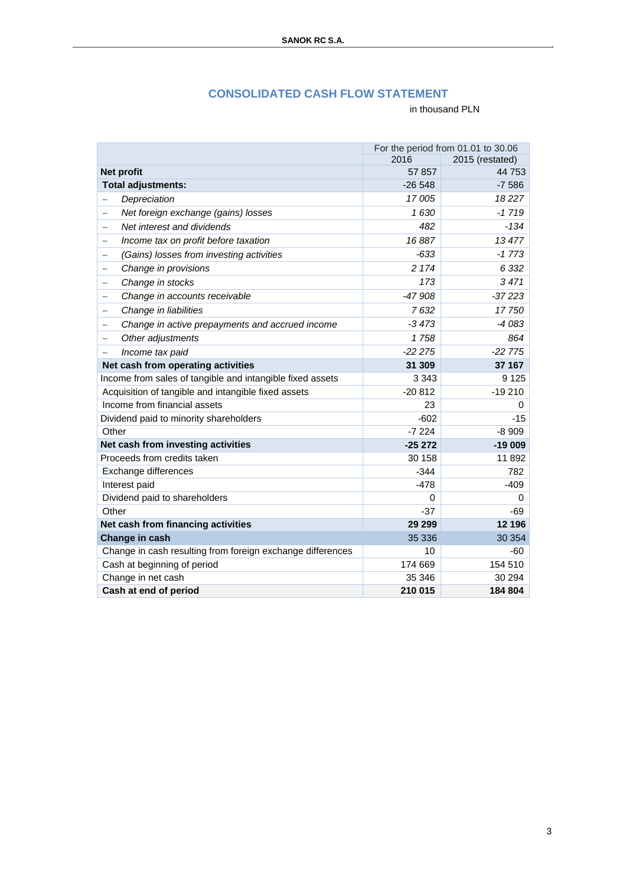## CONSOLIDATED CASH FLOW STATEMENT

in thousand PLN

| | For the period from 01.01 to 30.06 | |
|---|---|---|
| | 2016 | 2015 (restated) |
| **Net profit** | 57 857 | 44 753 |
| **Total adjustments:** | -26 548 | -7 586 |
| – *Depreciation* | *17 005* | *18 227* |
| – *Net foreign exchange (gains) losses* | *1 630* | *-1 719* |
| – *Net interest and dividends* | *482* | *-134* |
| – *Income tax on profit before taxation* | *16 887* | *13 477* |
| – *(Gains) losses from investing activities* | *-633* | *-1 773* |
| – *Change in provisions* | *2 174* | *6 332* |
| – *Change in stocks* | *173* | *3 471* |
| – *Change in accounts receivable* | *-47 908* | *-37 223* |
| – *Change in liabilities* | *7 632* | *17 750* |
| – *Change in active prepayments and accrued income* | *-3 473* | *-4 083* |
| – *Other adjustments* | *1 758* | *864* |
| – *Income tax paid* | *-22 275* | *-22 775* |
| **Net cash from operating activities** | **31 309** | **37 167** |
| Income from sales of tangible and intangible fixed assets | 3 343 | 9 125 |
| Acquisition of tangible and intangible fixed assets | -20 812 | -19 210 |
| Income from financial assets | 23 | 0 |
| Dividend paid to minority shareholders | -602 | -15 |
| Other | -7 224 | -8 909 |
| **Net cash from investing activities** | **-25 272** | **-19 009** |
| Proceeds from credits taken | 30 158 | 11 892 |
| Exchange differences | -344 | 782 |
| Interest paid | -478 | -409 |
| Dividend paid to shareholders | 0 | 0 |
| Other | -37 | -69 |
| **Net cash from financing activities** | **29 299** | **12 196** |
| **Change in cash** | 35 336 | 30 354 |
| Change in cash resulting from foreign exchange differences | 10 | -60 |
| Cash at beginning of period | 174 669 | 154 510 |
| Change in net cash | 35 346 | 30 294 |
| **Cash at end of period** | **210 015** | **184 804** |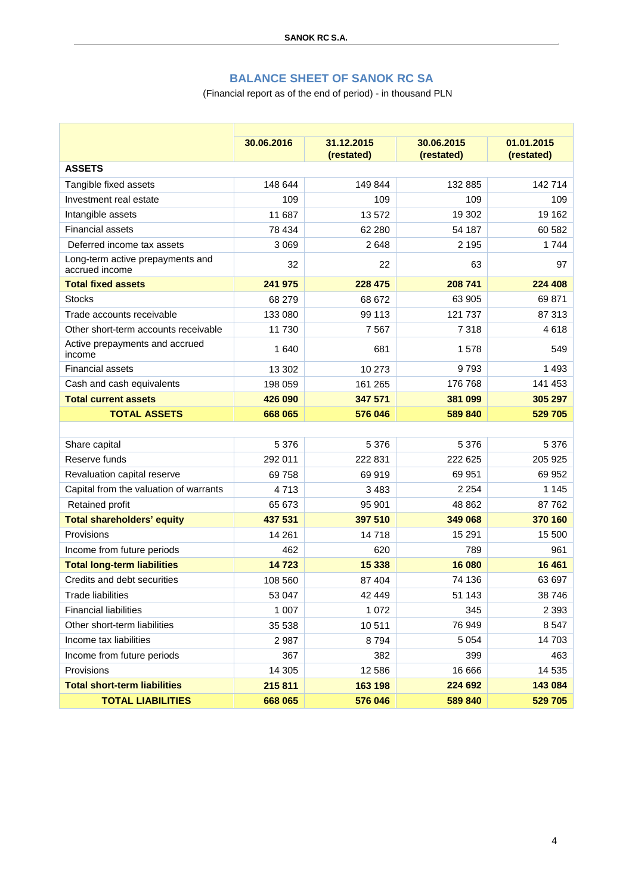## BALANCE SHEET OF SANOK RC SA

(Financial report as of the end of period) - in thousand PLN

| | 30.06.2016 | 31.12.2015 (restated) | 30.06.2015 (restated) | 01.01.2015 (restated) |
|---|---|---|---|---|
| **ASSETS** | | | | |
| Tangible fixed assets | 148 644 | 149 844 | 132 885 | 142 714 |
| Investment real estate | 109 | 109 | 109 | 109 |
| Intangible assets | 11 687 | 13 572 | 19 302 | 19 162 |
| Financial assets | 78 434 | 62 280 | 54 187 | 60 582 |
| Deferred income tax assets | 3 069 | 2 648 | 2 195 | 1 744 |
| Long-term active prepayments and accrued income | 32 | 22 | 63 | 97 |
| **Total fixed assets** | **241 975** | **228 475** | **208 741** | **224 408** |
| Stocks | 68 279 | 68 672 | 63 905 | 69 871 |
| Trade accounts receivable | 133 080 | 99 113 | 121 737 | 87 313 |
| Other short-term accounts receivable | 11 730 | 7 567 | 7 318 | 4 618 |
| Active prepayments and accrued income | 1 640 | 681 | 1 578 | 549 |
| Financial assets | 13 302 | 10 273 | 9 793 | 1 493 |
| Cash and cash equivalents | 198 059 | 161 265 | 176 768 | 141 453 |
| **Total current assets** | **426 090** | **347 571** | **381 099** | **305 297** |
| **TOTAL ASSETS** | **668 065** | **576 046** | **589 840** | **529 705** |
| | | | | |
| Share capital | 5 376 | 5 376 | 5 376 | 5 376 |
| Reserve funds | 292 011 | 222 831 | 222 625 | 205 925 |
| Revaluation capital reserve | 69 758 | 69 919 | 69 951 | 69 952 |
| Capital from the valuation of warrants | 4 713 | 3 483 | 2 254 | 1 145 |
| Retained profit | 65 673 | 95 901 | 48 862 | 87 762 |
| **Total shareholders' equity** | **437 531** | **397 510** | **349 068** | **370 160** |
| Provisions | 14 261 | 14 718 | 15 291 | 15 500 |
| Income from future periods | 462 | 620 | 789 | 961 |
| **Total long-term liabilities** | **14 723** | **15 338** | **16 080** | **16 461** |
| Credits and debt securities | 108 560 | 87 404 | 74 136 | 63 697 |
| Trade liabilities | 53 047 | 42 449 | 51 143 | 38 746 |
| Financial liabilities | 1 007 | 1 072 | 345 | 2 393 |
| Other short-term liabilities | 35 538 | 10 511 | 76 949 | 8 547 |
| Income tax liabilities | 2 987 | 8 794 | 5 054 | 14 703 |
| Income from future periods | 367 | 382 | 399 | 463 |
| Provisions | 14 305 | 12 586 | 16 666 | 14 535 |
| **Total short-term liabilities** | **215 811** | **163 198** | **224 692** | **143 084** |
| **TOTAL LIABILITIES** | **668 065** | **576 046** | **589 840** | **529 705** |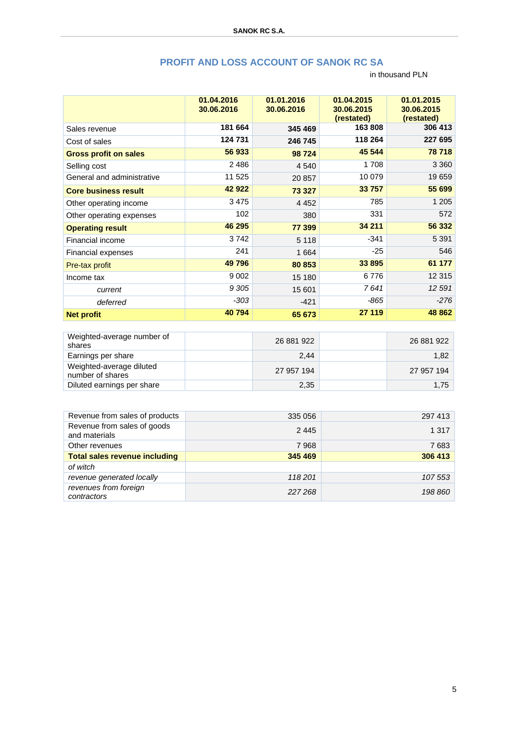## PROFIT AND LOSS ACCOUNT OF SANOK RC SA

in thousand PLN

| | 01.04.2016 30.06.2016 | 01.01.2016 30.06.2016 | 01.04.2015 30.06.2015 (restated) | 01.01.2015 30.06.2015 (restated) |
|---|---|---|---|---|
| Sales revenue | **181 664** | **345 469** | **163 808** | **306 413** |
| Cost of sales | **124 731** | **246 745** | **118 264** | **227 695** |
| **Gross profit on sales** | **56 933** | **98 724** | **45 544** | **78 718** |
| Selling cost | 2 486 | 4 540 | 1 708 | 3 360 |
| General and administrative | 11 525 | 20 857 | 10 079 | 19 659 |
| **Core business result** | **42 922** | **73 327** | **33 757** | **55 699** |
| Other operating income | 3 475 | 4 452 | 785 | 1 205 |
| Other operating expenses | 102 | 380 | 331 | 572 |
| **Operating result** | **46 295** | **77 399** | **34 211** | **56 332** |
| Financial income | 3 742 | 5 118 | -341 | 5 391 |
| Financial expenses | 241 | 1 664 | -25 | 546 |
| Pre-tax profit | **49 796** | **80 853** | **33 895** | **61 177** |
| Income tax | 9 002 | 15 180 | 6 776 | 12 315 |
| *current* | *9 305* | 15 601 | *7 641* | *12 591* |
| *deferred* | *-303* | -421 | *-865* | *-276* |
| **Net profit** | **40 794** | **65 673** | **27 119** | **48 862** |

| | | | | |
|---|---|---|---|---|
| Weighted-average number of shares | | 26 881 922 | | 26 881 922 |
| Earnings per share | | 2,44 | | 1,82 |
| Weighted-average diluted number of shares | | 27 957 194 | | 27 957 194 |
| Diluted earnings per share | | 2,35 | | 1,75 |

| | | |
|---|---|---|
| Revenue from sales of products | 335 056 | 297 413 |
| Revenue from sales of goods and materials | 2 445 | 1 317 |
| Other revenues | 7 968 | 7 683 |
| **Total sales revenue including** | **345 469** | **306 413** |
| *of witch* | | |
| *revenue generated locally* | *118 201* | *107 553* |
| *revenues from foreign contractors* | *227 268* | *198 860* |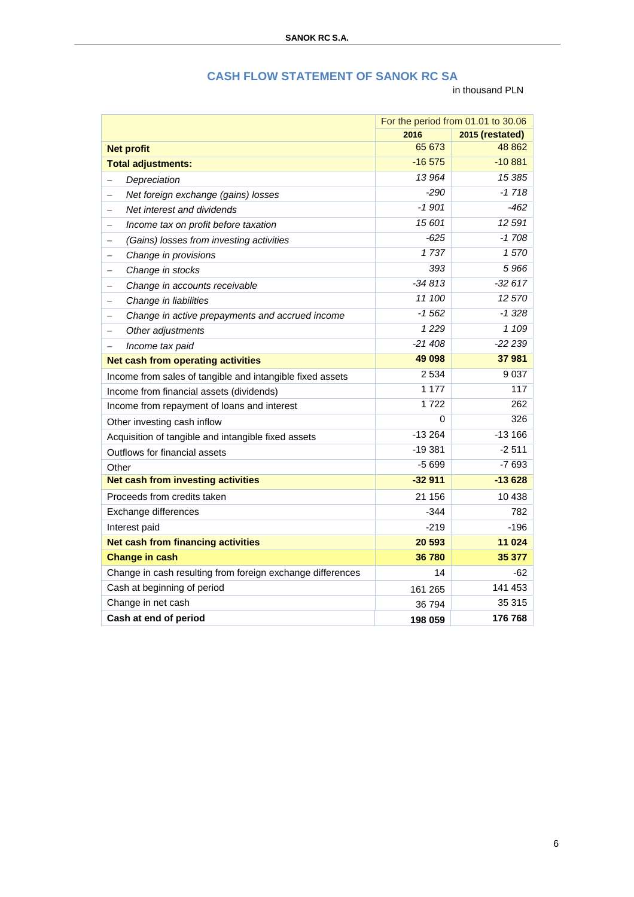## CASH FLOW STATEMENT OF SANOK RC SA

in thousand PLN

| | For the period from 01.01 to 30.06 | |
|---|---|---|
| | **2016** | **2015 (restated)** |
| **Net profit** | 65 673 | 48 862 |
| **Total adjustments:** | -16 575 | -10 881 |
| – *Depreciation* | *13 964* | *15 385* |
| – *Net foreign exchange (gains) losses* | *-290* | *-1 718* |
| – *Net interest and dividends* | *-1 901* | *-462* |
| – *Income tax on profit before taxation* | *15 601* | *12 591* |
| – *(Gains) losses from investing activities* | *-625* | *-1 708* |
| – *Change in provisions* | *1 737* | *1 570* |
| – *Change in stocks* | *393* | *5 966* |
| – *Change in accounts receivable* | *-34 813* | *-32 617* |
| – *Change in liabilities* | *11 100* | *12 570* |
| – *Change in active prepayments and accrued income* | *-1 562* | *-1 328* |
| – *Other adjustments* | *1 229* | *1 109* |
| – *Income tax paid* | *-21 408* | *-22 239* |
| **Net cash from operating activities** | **49 098** | **37 981** |
| Income from sales of tangible and intangible fixed assets | 2 534 | 9 037 |
| Income from financial assets (dividends) | 1 177 | 117 |
| Income from repayment of loans and interest | 1 722 | 262 |
| Other investing cash inflow | 0 | 326 |
| Acquisition of tangible and intangible fixed assets | -13 264 | -13 166 |
| Outflows for financial assets | -19 381 | -2 511 |
| Other | -5 699 | -7 693 |
| **Net cash from investing activities** | **-32 911** | **-13 628** |
| Proceeds from credits taken | 21 156 | 10 438 |
| Exchange differences | -344 | 782 |
| Interest paid | -219 | -196 |
| **Net cash from financing activities** | **20 593** | **11 024** |
| **Change in cash** | **36 780** | **35 377** |
| Change in cash resulting from foreign exchange differences | 14 | -62 |
| Cash at beginning of period | 161 265 | 141 453 |
| Change in net cash | 36 794 | 35 315 |
| **Cash at end of period** | **198 059** | **176 768** |